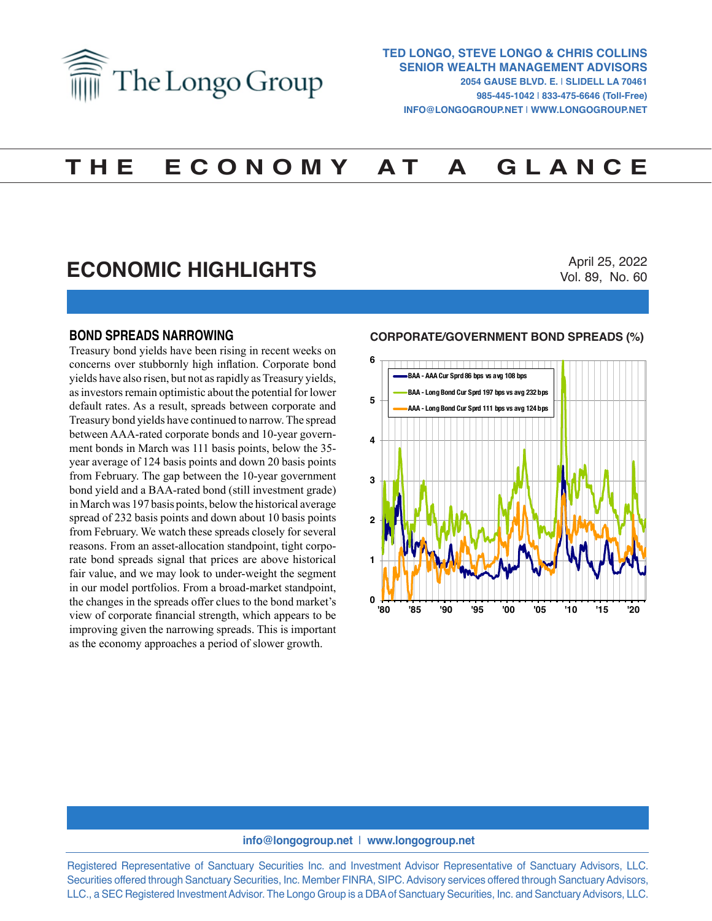# The Longo Group

**TED LONGO, STEVE LONGO & CHRIS COLLINS**
**SENIOR WEALTH MANAGEMENT ADVISORS**
2054 GAUSE BLVD. E. | SLIDELL LA 70461
985-445-1042 | 833-475-6646 (Toll-Free)
INFO@LONGOGROUP.NET | WWW.LONGOGROUP.NET

# THE ECONOMY AT A GLANCE

## ECONOMIC HIGHLIGHTS

April 25, 2022
Vol. 89, No. 60

### BOND SPREADS NARROWING

Treasury bond yields have been rising in recent weeks on concerns over stubbornly high inflation. Corporate bond yields have also risen, but not as rapidly as Treasury yields, as investors remain optimistic about the potential for lower default rates. As a result, spreads between corporate and Treasury bond yields have continued to narrow. The spread between AAA-rated corporate bonds and 10-year government bonds in March was 111 basis points, below the 35-year average of 124 basis points and down 20 basis points from February. The gap between the 10-year government bond yield and a BAA-rated bond (still investment grade) in March was 197 basis points, below the historical average spread of 232 basis points and down about 10 basis points from February. We watch these spreads closely for several reasons. From an asset-allocation standpoint, tight corporate bond spreads signal that prices are above historical fair value, and we may look to under-weight the segment in our model portfolios. From a broad-market standpoint, the changes in the spreads offer clues to the bond market's view of corporate financial strength, which appears to be improving given the narrowing spreads. This is important as the economy approaches a period of slower growth.

### CORPORATE/GOVERNMENT BOND SPREADS (%)

- BAA - AAA Cur Sprd 86 bps vs avg 108 bps
- BAA - Long Bond Cur Sprd 197 bps vs avg 232 bps
- AAA - Long Bond Cur Sprd 111 bps vs avg 124 bps

info@longogroup.net | www.longogroup.net

Registered Representative of Sanctuary Securities Inc. and Investment Advisor Representative of Sanctuary Advisors, LLC. Securities offered through Sanctuary Securities, Inc. Member FINRA, SIPC. Advisory services offered through Sanctuary Advisors, LLC., a SEC Registered Investment Advisor. The Longo Group is a DBA of Sanctuary Securities, Inc. and Sanctuary Advisors, LLC.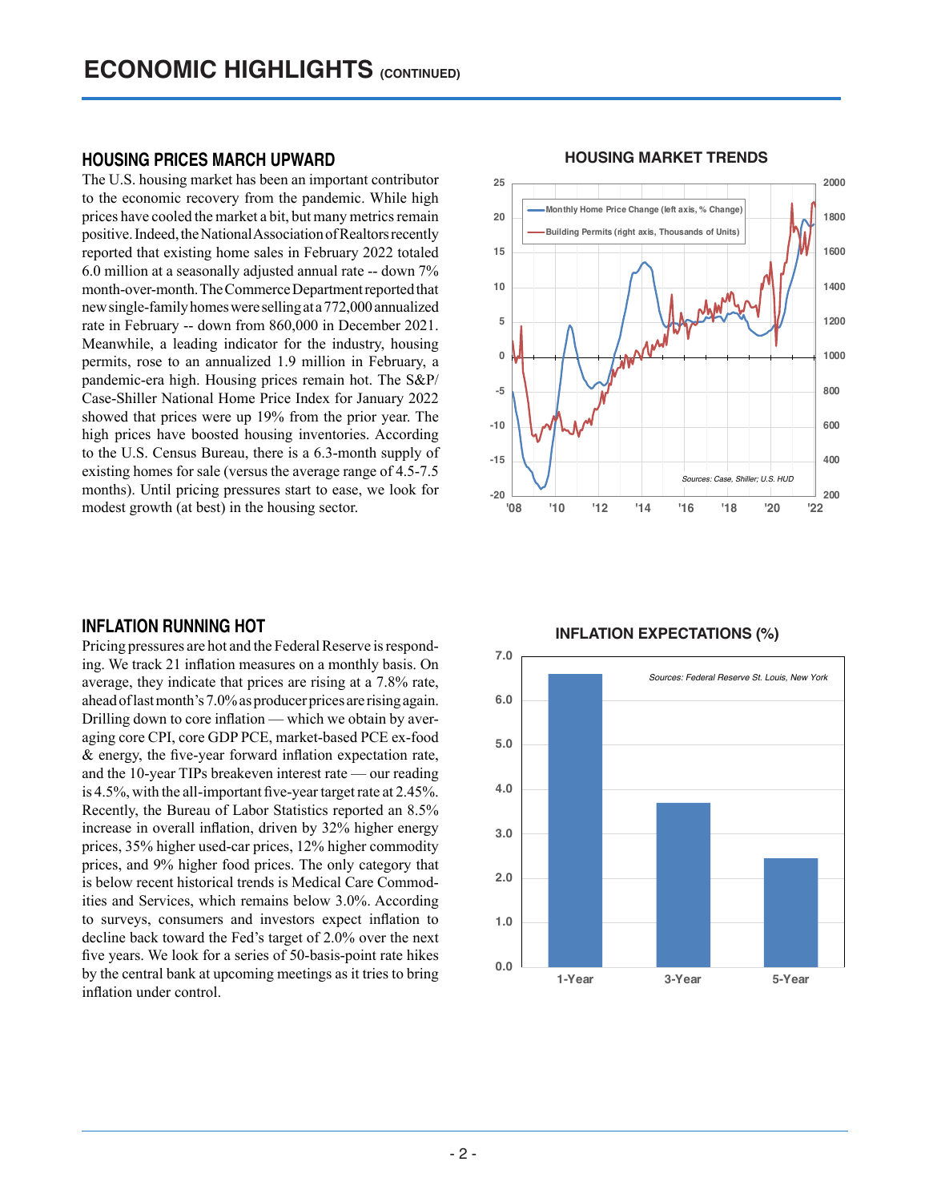# ECONOMIC HIGHLIGHTS (CONTINUED)

## HOUSING PRICES MARCH UPWARD

The U.S. housing market has been an important contributor to the economic recovery from the pandemic. While high prices have cooled the market a bit, but many metrics remain positive. Indeed, the National Association of Realtors recently reported that existing home sales in February 2022 totaled 6.0 million at a seasonally adjusted annual rate -- down 7% month-over-month. The Commerce Department reported that new single-family homes were selling at a 772,000 annualized rate in February -- down from 860,000 in December 2021. Meanwhile, a leading indicator for the industry, housing permits, rose to an annualized 1.9 million in February, a pandemic-era high. Housing prices remain hot. The S&P/ Case-Shiller National Home Price Index for January 2022 showed that prices were up 19% from the prior year. The high prices have boosted housing inventories. According to the U.S. Census Bureau, there is a 6.3-month supply of existing homes for sale (versus the average range of 4.5-7.5 months). Until pricing pressures start to ease, we look for modest growth (at best) in the housing sector.

**HOUSING MARKET TRENDS**

Monthly Home Price Change (left axis, % Change)
Building Permits (right axis, Thousands of Units)

*Sources: Case, Shiller; U.S. HUD*

## INFLATION RUNNING HOT

Pricing pressures are hot and the Federal Reserve is responding. We track 21 inflation measures on a monthly basis. On average, they indicate that prices are rising at a 7.8% rate, ahead of last month's 7.0% as producer prices are rising again. Drilling down to core inflation — which we obtain by averaging core CPI, core GDP PCE, market-based PCE ex-food & energy, the five-year forward inflation expectation rate, and the 10-year TIPs breakeven interest rate — our reading is 4.5%, with the all-important five-year target rate at 2.45%. Recently, the Bureau of Labor Statistics reported an 8.5% increase in overall inflation, driven by 32% higher energy prices, 35% higher used-car prices, 12% higher commodity prices, and 9% higher food prices. The only category that is below recent historical trends is Medical Care Commodities and Services, which remains below 3.0%. According to surveys, consumers and investors expect inflation to decline back toward the Fed's target of 2.0% over the next five years. We look for a series of 50-basis-point rate hikes by the central bank at upcoming meetings as it tries to bring inflation under control.

**INFLATION EXPECTATIONS (%)**

*Sources: Federal Reserve St. Louis, New York*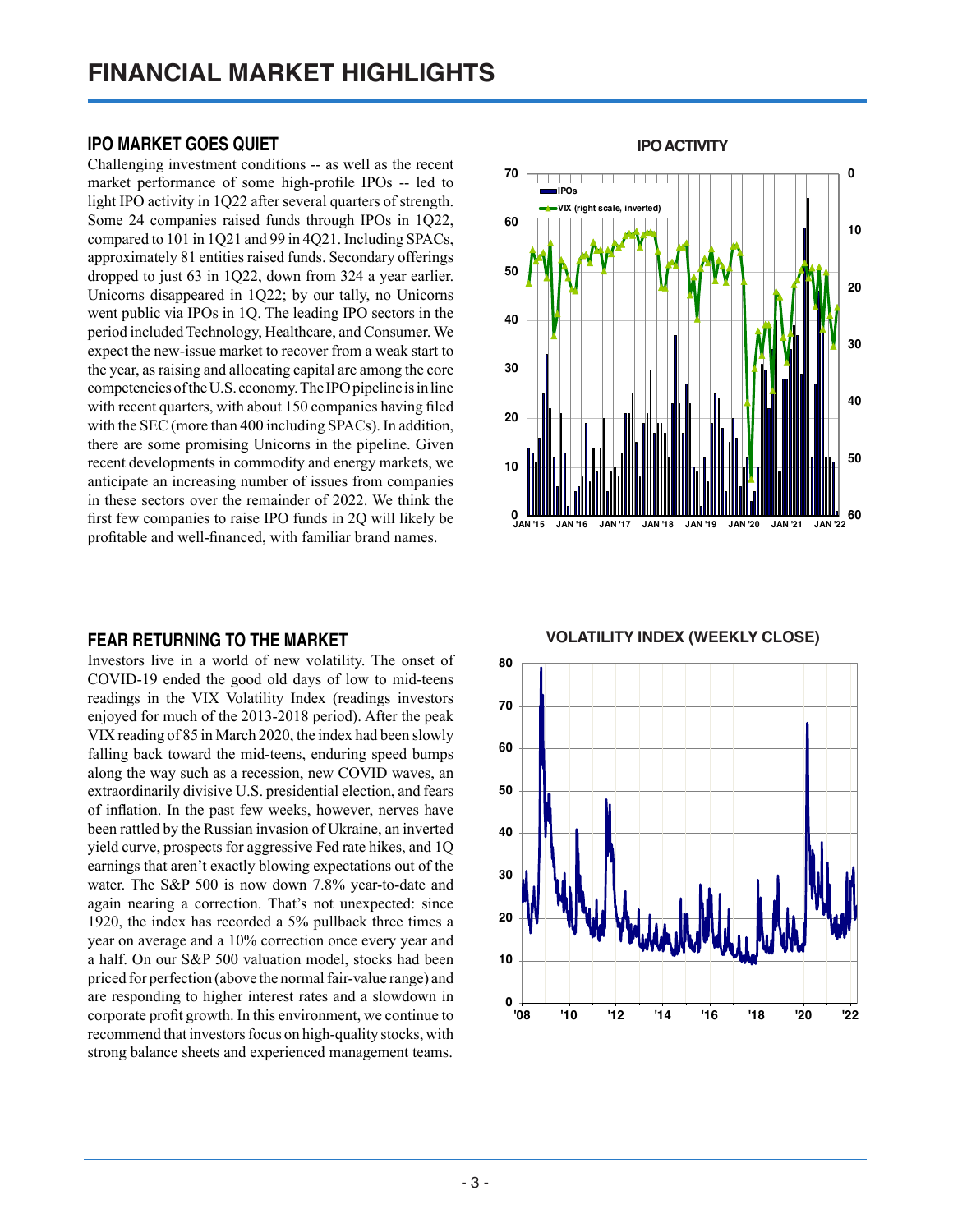# FINANCIAL MARKET HIGHLIGHTS

## IPO MARKET GOES QUIET

Challenging investment conditions -- as well as the recent market performance of some high-profile IPOs -- led to light IPO activity in 1Q22 after several quarters of strength. Some 24 companies raised funds through IPOs in 1Q22, compared to 101 in 1Q21 and 99 in 4Q21. Including SPACs, approximately 81 entities raised funds. Secondary offerings dropped to just 63 in 1Q22, down from 324 a year earlier. Unicorns disappeared in 1Q22; by our tally, no Unicorns went public via IPOs in 1Q. The leading IPO sectors in the period included Technology, Healthcare, and Consumer. We expect the new-issue market to recover from a weak start to the year, as raising and allocating capital are among the core competencies of the U.S. economy. The IPO pipeline is in line with recent quarters, with about 150 companies having filed with the SEC (more than 400 including SPACs). In addition, there are some promising Unicorns in the pipeline. Given recent developments in commodity and energy markets, we anticipate an increasing number of issues from companies in these sectors over the remainder of 2022. We think the first few companies to raise IPO funds in 2Q will likely be profitable and well-financed, with familiar brand names.

**IPO ACTIVITY**

## FEAR RETURNING TO THE MARKET

Investors live in a world of new volatility. The onset of COVID-19 ended the good old days of low to mid-teens readings in the VIX Volatility Index (readings investors enjoyed for much of the 2013-2018 period). After the peak VIX reading of 85 in March 2020, the index had been slowly falling back toward the mid-teens, enduring speed bumps along the way such as a recession, new COVID waves, an extraordinarily divisive U.S. presidential election, and fears of inflation. In the past few weeks, however, nerves have been rattled by the Russian invasion of Ukraine, an inverted yield curve, prospects for aggressive Fed rate hikes, and 1Q earnings that aren't exactly blowing expectations out of the water. The S&P 500 is now down 7.8% year-to-date and again nearing a correction. That's not unexpected: since 1920, the index has recorded a 5% pullback three times a year on average and a 10% correction once every year and a half. On our S&P 500 valuation model, stocks had been priced for perfection (above the normal fair-value range) and are responding to higher interest rates and a slowdown in corporate profit growth. In this environment, we continue to recommend that investors focus on high-quality stocks, with strong balance sheets and experienced management teams.

**VOLATILITY INDEX (WEEKLY CLOSE)**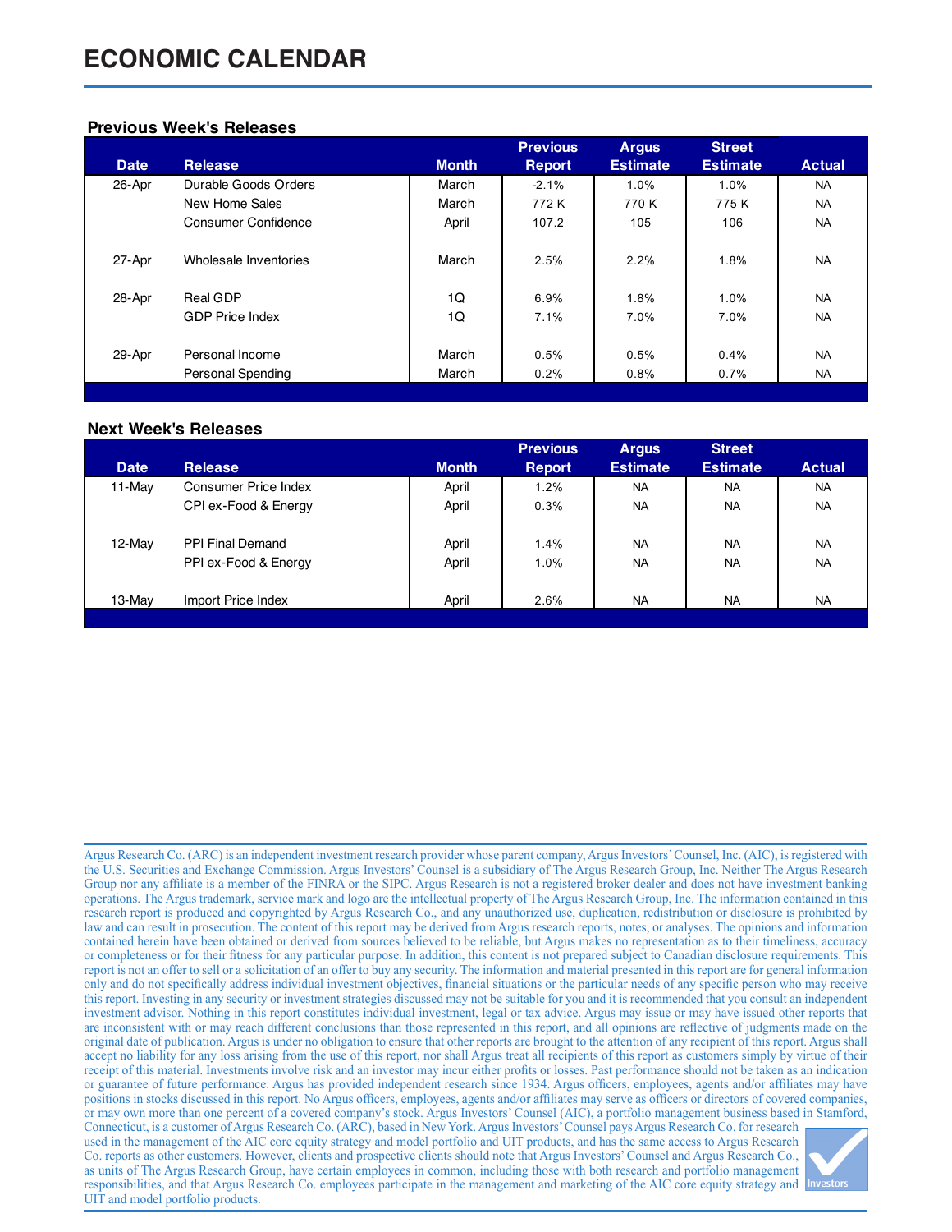# ECONOMIC CALENDAR

## Previous Week's Releases

| Date | Release | Month | Previous Report | Argus Estimate | Street Estimate | Actual |
|---|---|---|---|---|---|---|
| 26-Apr | Durable Goods Orders | March | -2.1% | 1.0% | 1.0% | NA |
| | New Home Sales | March | 772 K | 770 K | 775 K | NA |
| | Consumer Confidence | April | 107.2 | 105 | 106 | NA |
| 27-Apr | Wholesale Inventories | March | 2.5% | 2.2% | 1.8% | NA |
| 28-Apr | Real GDP | 1Q | 6.9% | 1.8% | 1.0% | NA |
| | GDP Price Index | 1Q | 7.1% | 7.0% | 7.0% | NA |
| 29-Apr | Personal Income | March | 0.5% | 0.5% | 0.4% | NA |
| | Personal Spending | March | 0.2% | 0.8% | 0.7% | NA |

## Next Week's Releases

| Date | Release | Month | Previous Report | Argus Estimate | Street Estimate | Actual |
|---|---|---|---|---|---|---|
| 11-May | Consumer Price Index | April | 1.2% | NA | NA | NA |
| | CPI ex-Food & Energy | April | 0.3% | NA | NA | NA |
| 12-May | PPI Final Demand | April | 1.4% | NA | NA | NA |
| | PPI ex-Food & Energy | April | 1.0% | NA | NA | NA |
| 13-May | Import Price Index | April | 2.6% | NA | NA | NA |

Argus Research Co. (ARC) is an independent investment research provider whose parent company, Argus Investors' Counsel, Inc. (AIC), is registered with the U.S. Securities and Exchange Commission. Argus Investors' Counsel is a subsidiary of The Argus Research Group, Inc. Neither The Argus Research Group nor any affiliate is a member of the FINRA or the SIPC. Argus Research is not a registered broker dealer and does not have investment banking operations. The Argus trademark, service mark and logo are the intellectual property of The Argus Research Group, Inc. The information contained in this research report is produced and copyrighted by Argus Research Co., and any unauthorized use, duplication, redistribution or disclosure is prohibited by law and can result in prosecution. The content of this report may be derived from Argus research reports, notes, or analyses. The opinions and information contained herein have been obtained or derived from sources believed to be reliable, but Argus makes no representation as to their timeliness, accuracy or completeness or for their fitness for any particular purpose. In addition, this content is not prepared subject to Canadian disclosure requirements. This report is not an offer to sell or a solicitation of an offer to buy any security. The information and material presented in this report are for general information only and do not specifically address individual investment objectives, financial situations or the particular needs of any specific person who may receive this report. Investing in any security or investment strategies discussed may not be suitable for you and it is recommended that you consult an independent investment advisor. Nothing in this report constitutes individual investment, legal or tax advice. Argus may issue or may have issued other reports that are inconsistent with or may reach different conclusions than those represented in this report, and all opinions are reflective of judgments made on the original date of publication. Argus is under no obligation to ensure that other reports are brought to the attention of any recipient of this report. Argus shall accept no liability for any loss arising from the use of this report, nor shall Argus treat all recipients of this report as customers simply by virtue of their receipt of this material. Investments involve risk and an investor may incur either profits or losses. Past performance should not be taken as an indication or guarantee of future performance. Argus has provided independent research since 1934. Argus officers, employees, agents and/or affiliates may have positions in stocks discussed in this report. No Argus officers, employees, agents and/or affiliates may serve as officers or directors of covered companies, or may own more than one percent of a covered company's stock. Argus Investors' Counsel (AIC), a portfolio management business based in Stamford, Connecticut, is a customer of Argus Research Co. (ARC), based in New York. Argus Investors' Counsel pays Argus Research Co. for research used in the management of the AIC core equity strategy and model portfolio and UIT products, and has the same access to Argus Research Co. reports as other customers. However, clients and prospective clients should note that Argus Investors' Counsel and Argus Research Co., as units of The Argus Research Group, have certain employees in common, including those with both research and portfolio management responsibilities, and that Argus Research Co. employees participate in the management and marketing of the AIC core equity strategy and UIT and model portfolio products.